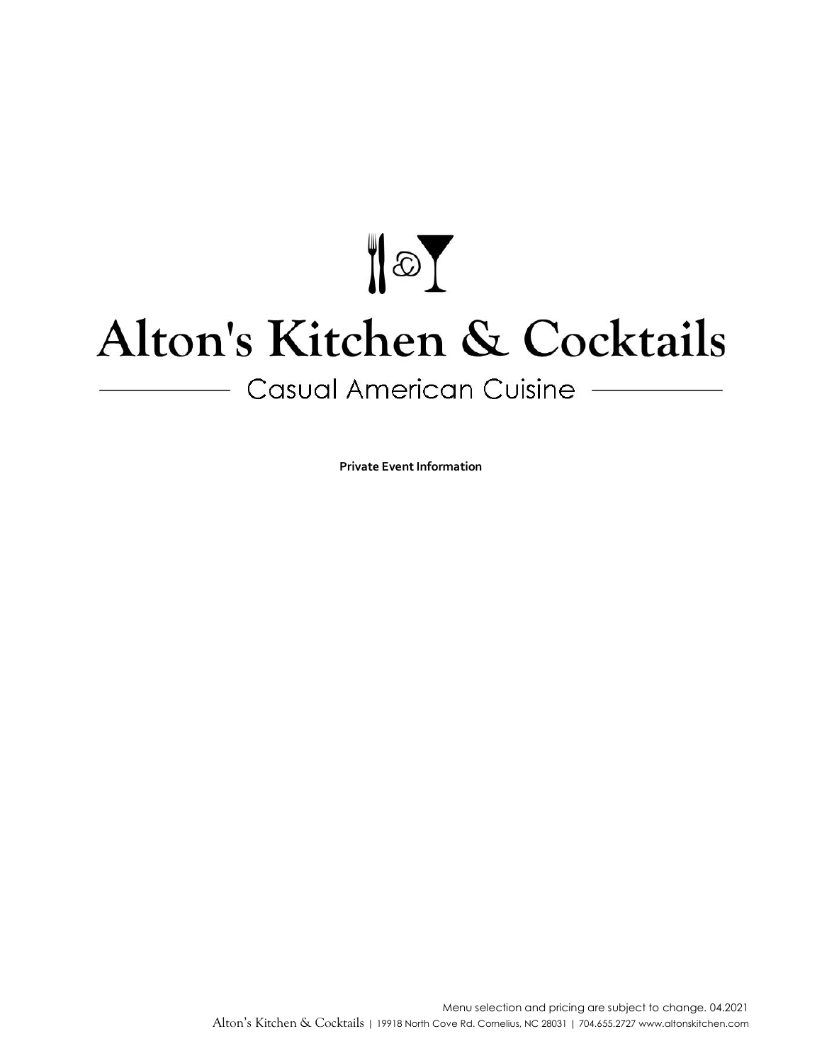# Alton's Kitchen & Cocktails

## Casual American Cuisine

**Private Event Information**

Menu selection and pricing are subject to change. 04.2021

Alton's Kitchen & Cocktails | 19918 North Cove Rd. Cornelius, NC 28031 | 704.655.2727 www.altonskitchen.com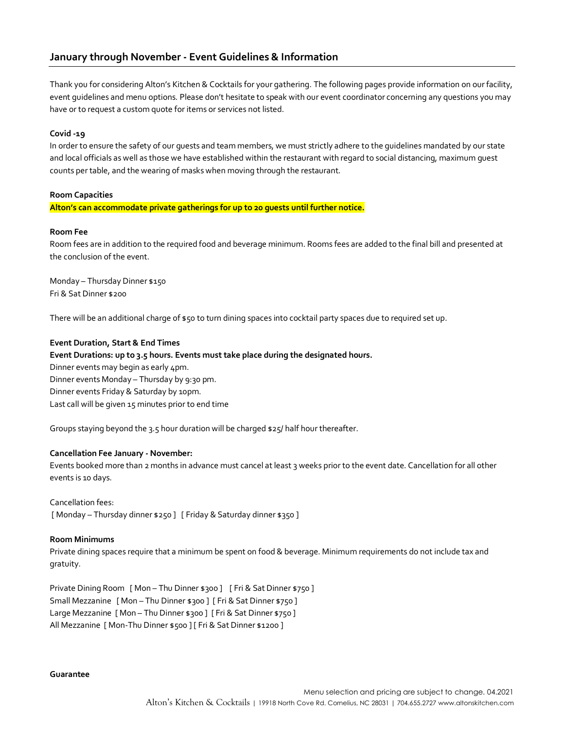## January through November - Event Guidelines & Information

Thank you for considering Alton's Kitchen & Cocktails for your gathering. The following pages provide information on our facility, event guidelines and menu options. Please don't hesitate to speak with our event coordinator concerning any questions you may have or to request a custom quote for items or services not listed.

**Covid -19**

In order to ensure the safety of our guests and team members, we must strictly adhere to the guidelines mandated by our state and local officials as well as those we have established within the restaurant with regard to social distancing, maximum guest counts per table, and the wearing of masks when moving through the restaurant.

**Room Capacities**

**Alton's can accommodate private gatherings for up to 20 guests until further notice.**

**Room Fee**

Room fees are in addition to the required food and beverage minimum. Rooms fees are added to the final bill and presented at the conclusion of the event.

Monday – Thursday Dinner $150
Fri & Sat Dinner $200

There will be an additional charge of $50 to turn dining spaces into cocktail party spaces due to required set up.

**Event Duration, Start & End Times**

**Event Durations: up to 3.5 hours. Events must take place during the designated hours.**
Dinner events may begin as early 4pm.
Dinner events Monday – Thursday by 9:30 pm.
Dinner events Friday & Saturday by 10pm.
Last call will be given 15 minutes prior to end time

Groups staying beyond the 3.5 hour duration will be charged $25/ half hour thereafter.

**Cancellation Fee January - November:**

Events booked more than 2 months in advance must cancel at least 3 weeks prior to the event date. Cancellation for all other events is 10 days.

Cancellation fees:
[ Monday – Thursday dinner $250 ] [ Friday & Saturday dinner $350 ]

**Room Minimums**

Private dining spaces require that a minimum be spent on food & beverage. Minimum requirements do not include tax and gratuity.

Private Dining Room [ Mon – Thu Dinner $300 ] [ Fri & Sat Dinner $750 ]
Small Mezzanine [ Mon – Thu Dinner $300 ] [ Fri & Sat Dinner $750 ]
Large Mezzanine [ Mon – Thu Dinner $300 ] [ Fri & Sat Dinner $750 ]
All Mezzanine [ Mon-Thu Dinner $500 ] [ Fri & Sat Dinner $1200 ]

**Guarantee**

Menu selection and pricing are subject to change. 04.2021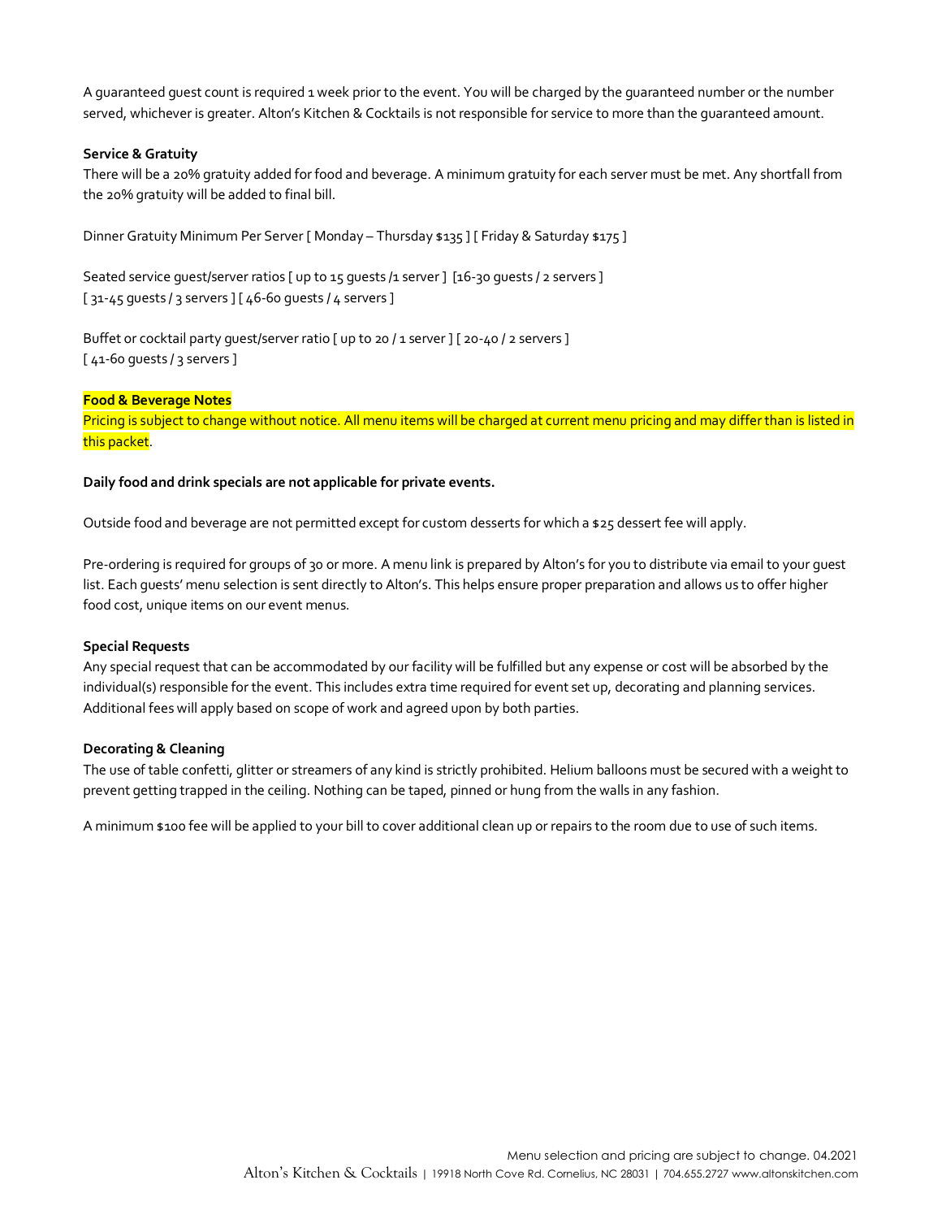A guaranteed guest count is required 1 week prior to the event. You will be charged by the guaranteed number or the number served, whichever is greater. Alton's Kitchen & Cocktails is not responsible for service to more than the guaranteed amount.

**Service & Gratuity**

There will be a 20% gratuity added for food and beverage. A minimum gratuity for each server must be met. Any shortfall from the 20% gratuity will be added to final bill.

Dinner Gratuity Minimum Per Server [ Monday – Thursday $135 ] [ Friday & Saturday $175 ]

Seated service guest/server ratios [ up to 15 guests /1 server ] [16-30 guests / 2 servers ] [ 31-45 guests / 3 servers ] [ 46-60 guests / 4 servers ]

Buffet or cocktail party guest/server ratio [ up to 20 / 1 server ] [ 20-40 / 2 servers ] [ 41-60 guests / 3 servers ]

**Food & Beverage Notes**

Pricing is subject to change without notice. All menu items will be charged at current menu pricing and may differ than is listed in this packet.

**Daily food and drink specials are not applicable for private events.**

Outside food and beverage are not permitted except for custom desserts for which a $25 dessert fee will apply.

Pre-ordering is required for groups of 30 or more. A menu link is prepared by Alton's for you to distribute via email to your guest list. Each guests' menu selection is sent directly to Alton's. This helps ensure proper preparation and allows us to offer higher food cost, unique items on our event menus.

**Special Requests**

Any special request that can be accommodated by our facility will be fulfilled but any expense or cost will be absorbed by the individual(s) responsible for the event. This includes extra time required for event set up, decorating and planning services. Additional fees will apply based on scope of work and agreed upon by both parties.

**Decorating & Cleaning**

The use of table confetti, glitter or streamers of any kind is strictly prohibited. Helium balloons must be secured with a weight to prevent getting trapped in the ceiling. Nothing can be taped, pinned or hung from the walls in any fashion.

A minimum $100 fee will be applied to your bill to cover additional clean up or repairs to the room due to use of such items.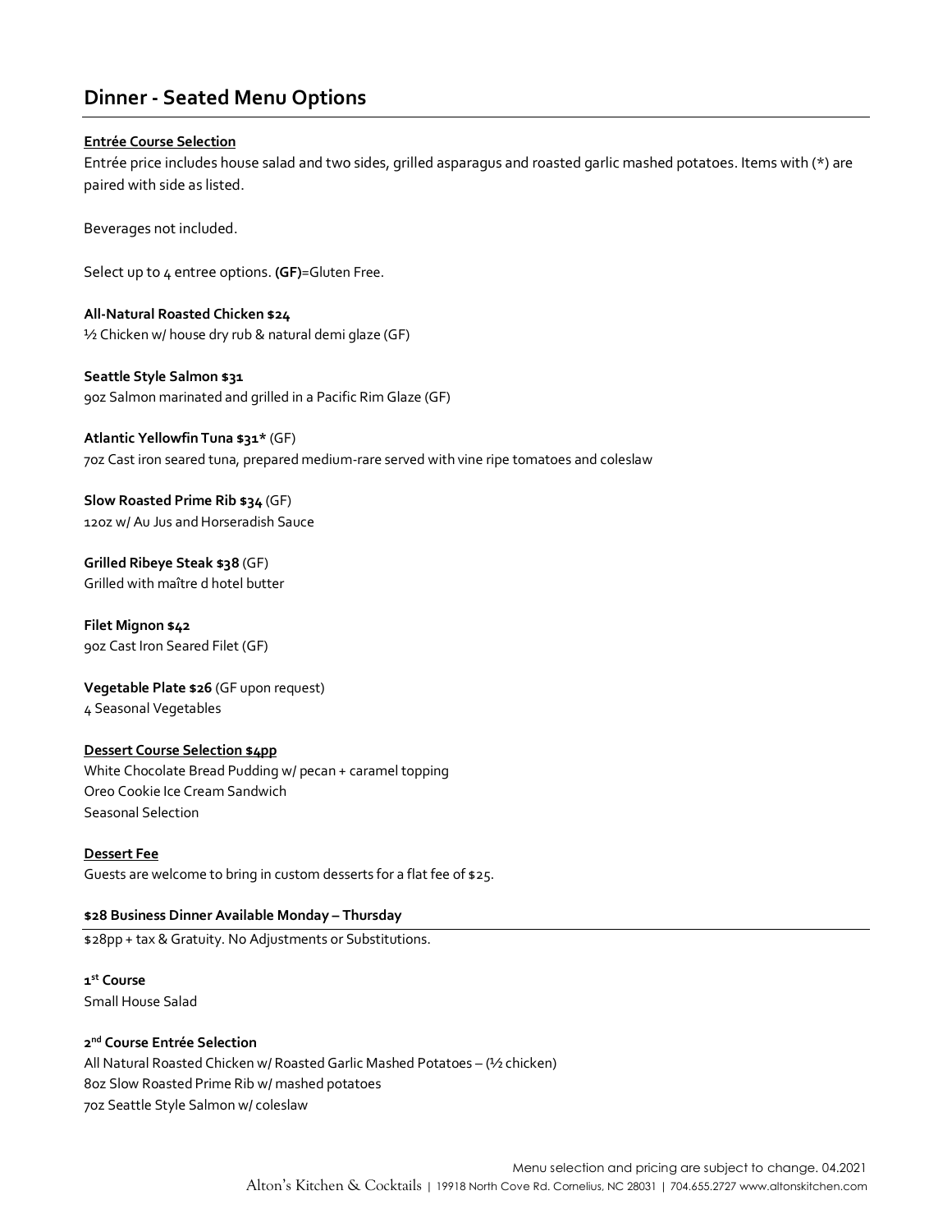# Dinner - Seated Menu Options

**Entrée Course Selection**

Entrée price includes house salad and two sides, grilled asparagus and roasted garlic mashed potatoes. Items with (*) are paired with side as listed.

Beverages not included.

Select up to 4 entree options. **(GF)**=Gluten Free.

**All-Natural Roasted Chicken $24**
½ Chicken w/ house dry rub & natural demi glaze (GF)

**Seattle Style Salmon $31**
9oz Salmon marinated and grilled in a Pacific Rim Glaze (GF)

**Atlantic Yellowfin Tuna $31*** (GF)
7oz Cast iron seared tuna, prepared medium-rare served with vine ripe tomatoes and coleslaw

**Slow Roasted Prime Rib $34** (GF)
12oz w/ Au Jus and Horseradish Sauce

**Grilled Ribeye Steak $38** (GF)
Grilled with maître d hotel butter

**Filet Mignon $42**
9oz Cast Iron Seared Filet (GF)

**Vegetable Plate $26** (GF upon request)
4 Seasonal Vegetables

**Dessert Course Selection $4pp**

White Chocolate Bread Pudding w/ pecan + caramel topping
Oreo Cookie Ice Cream Sandwich
Seasonal Selection

**Dessert Fee**

Guests are welcome to bring in custom desserts for a flat fee of $25.

## $28 Business Dinner Available Monday – Thursday

$28pp + tax & Gratuity. No Adjustments or Substitutions.

**1st Course**
Small House Salad

**2nd Course Entrée Selection**
All Natural Roasted Chicken w/ Roasted Garlic Mashed Potatoes – (½ chicken)
8oz Slow Roasted Prime Rib w/ mashed potatoes
7oz Seattle Style Salmon w/ coleslaw

Menu selection and pricing are subject to change. 04.2021
Alton's Kitchen & Cocktails | 19918 North Cove Rd. Cornelius, NC 28031 | 704.655.2727 www.altonskitchen.com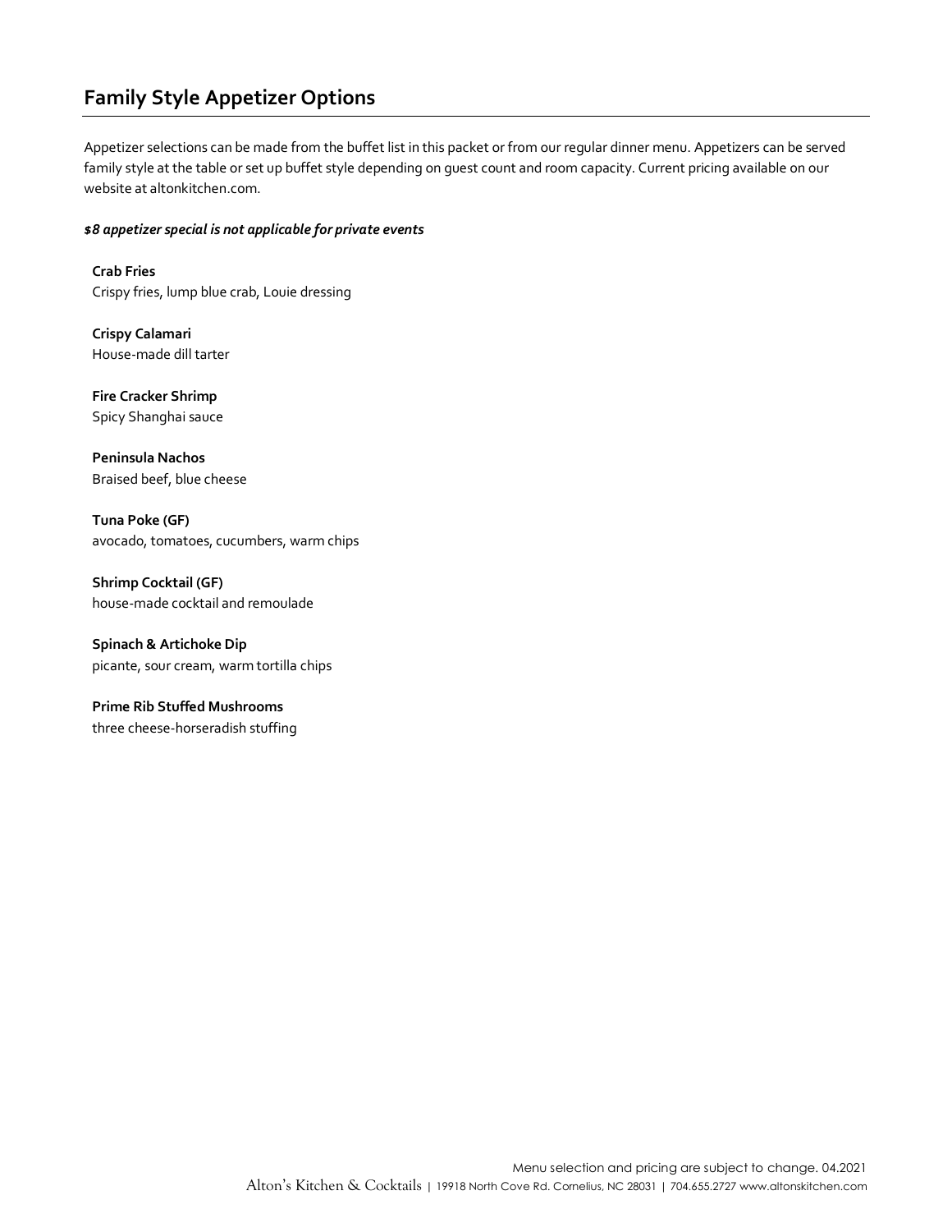## Family Style Appetizer Options

Appetizer selections can be made from the buffet list in this packet or from our regular dinner menu. Appetizers can be served family style at the table or set up buffet style depending on guest count and room capacity. Current pricing available on our website at altonkitchen.com.

***$8 appetizer special is not applicable for private events***

**Crab Fries**
Crispy fries, lump blue crab, Louie dressing

**Crispy Calamari**
House-made dill tarter

**Fire Cracker Shrimp**
Spicy Shanghai sauce

**Peninsula Nachos**
Braised beef, blue cheese

**Tuna Poke (GF)**
avocado, tomatoes, cucumbers, warm chips

**Shrimp Cocktail (GF)**
house-made cocktail and remoulade

**Spinach & Artichoke Dip**
picante, sour cream, warm tortilla chips

**Prime Rib Stuffed Mushrooms**
three cheese-horseradish stuffing

Menu selection and pricing are subject to change. 04.2021
Alton's Kitchen & Cocktails | 19918 North Cove Rd. Cornelius, NC 28031 | 704.655.2727 www.altonskitchen.com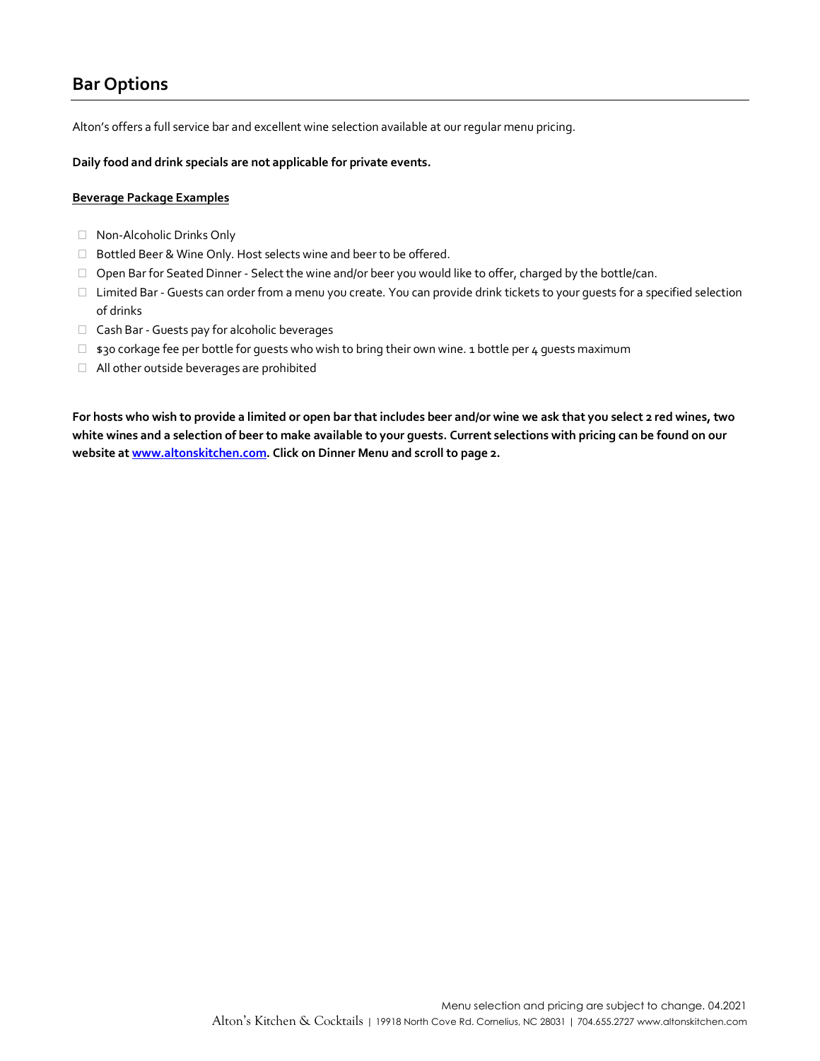## Bar Options

Alton's offers a full service bar and excellent wine selection available at our regular menu pricing.

**Daily food and drink specials are not applicable for private events.**

**Beverage Package Examples**

- Non-Alcoholic Drinks Only
- Bottled Beer & Wine Only. Host selects wine and beer to be offered.
- Open Bar for Seated Dinner - Select the wine and/or beer you would like to offer, charged by the bottle/can.
- Limited Bar - Guests can order from a menu you create. You can provide drink tickets to your guests for a specified selection of drinks
- Cash Bar - Guests pay for alcoholic beverages
- $30 corkage fee per bottle for guests who wish to bring their own wine. 1 bottle per 4 guests maximum
- All other outside beverages are prohibited

**For hosts who wish to provide a limited or open bar that includes beer and/or wine we ask that you select 2 red wines, two white wines and a selection of beer to make available to your guests. Current selections with pricing can be found on our website at [www.altonskitchen.com](http://www.altonskitchen.com). Click on Dinner Menu and scroll to page 2.**

Menu selection and pricing are subject to change. 04.2021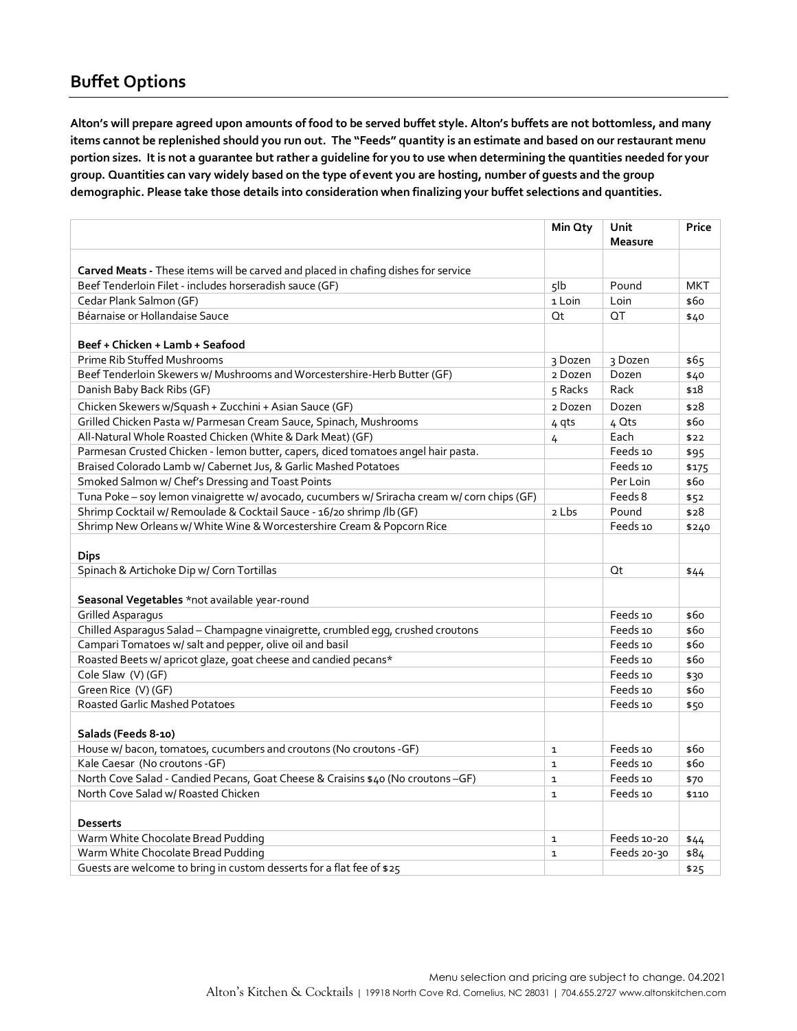## Buffet Options

**Alton's will prepare agreed upon amounts of food to be served buffet style. Alton's buffets are not bottomless, and many items cannot be replenished should you run out. The "Feeds" quantity is an estimate and based on our restaurant menu portion sizes. It is not a guarantee but rather a guideline for you to use when determining the quantities needed for your group. Quantities can vary widely based on the type of event you are hosting, number of guests and the group demographic. Please take those details into consideration when finalizing your buffet selections and quantities.**

| | Min Qty | Unit Measure | Price |
|---|---|---|---|
| **Carved Meats -** These items will be carved and placed in chafing dishes for service | | | |
| Beef Tenderloin Filet - includes horseradish sauce (GF) | 5lb | Pound | MKT |
| Cedar Plank Salmon (GF) | 1 Loin | Loin | $60 |
| Béarnaise or Hollandaise Sauce | Qt | QT | $40 |
| **Beef + Chicken + Lamb + Seafood** | | | |
| Prime Rib Stuffed Mushrooms | 3 Dozen | 3 Dozen | $65 |
| Beef Tenderloin Skewers w/ Mushrooms and Worcestershire-Herb Butter (GF) | 2 Dozen | Dozen | $40 |
| Danish Baby Back Ribs (GF) | 5 Racks | Rack | $18 |
| Chicken Skewers w/Squash + Zucchini + Asian Sauce (GF) | 2 Dozen | Dozen | $28 |
| Grilled Chicken Pasta w/ Parmesan Cream Sauce, Spinach, Mushrooms | 4 qts | 4 Qts | $60 |
| All-Natural Whole Roasted Chicken (White & Dark Meat) (GF) | 4 | Each | $22 |
| Parmesan Crusted Chicken - lemon butter, capers, diced tomatoes angel hair pasta. | | Feeds 10 | $95 |
| Braised Colorado Lamb w/ Cabernet Jus, & Garlic Mashed Potatoes | | Feeds 10 | $175 |
| Smoked Salmon w/ Chef's Dressing and Toast Points | | Per Loin | $60 |
| Tuna Poke – soy lemon vinaigrette w/ avocado, cucumbers w/ Sriracha cream w/ corn chips (GF) | | Feeds 8 | $52 |
| Shrimp Cocktail w/ Remoulade & Cocktail Sauce - 16/20 shrimp /lb (GF) | 2 Lbs | Pound | $28 |
| Shrimp New Orleans w/ White Wine & Worcestershire Cream & Popcorn Rice | | Feeds 10 | $240 |
| **Dips** | | | |
| Spinach & Artichoke Dip w/ Corn Tortillas | | Qt | $44 |
| **Seasonal Vegetables** *not available year-round | | | |
| Grilled Asparagus | | Feeds 10 | $60 |
| Chilled Asparagus Salad – Champagne vinaigrette, crumbled egg, crushed croutons | | Feeds 10 | $60 |
| Campari Tomatoes w/ salt and pepper, olive oil and basil | | Feeds 10 | $60 |
| Roasted Beets w/ apricot glaze, goat cheese and candied pecans* | | Feeds 10 | $60 |
| Cole Slaw (V) (GF) | | Feeds 10 | $30 |
| Green Rice (V) (GF) | | Feeds 10 | $60 |
| Roasted Garlic Mashed Potatoes | | Feeds 10 | $50 |
| **Salads (Feeds 8-10)** | | | |
| House w/ bacon, tomatoes, cucumbers and croutons (No croutons -GF) | 1 | Feeds 10 | $60 |
| Kale Caesar (No croutons -GF) | 1 | Feeds 10 | $60 |
| North Cove Salad - Candied Pecans, Goat Cheese & Craisins $40 (No croutons –GF) | 1 | Feeds 10 | $70 |
| North Cove Salad w/ Roasted Chicken | 1 | Feeds 10 | $110 |
| **Desserts** | | | |
| Warm White Chocolate Bread Pudding | 1 | Feeds 10-20 | $44 |
| Warm White Chocolate Bread Pudding | 1 | Feeds 20-30 | $84 |
| Guests are welcome to bring in custom desserts for a flat fee of $25 | | | $25 |

Menu selection and pricing are subject to change. 04.2021

Alton's Kitchen & Cocktails | 19918 North Cove Rd. Cornelius, NC 28031 | 704.655.2727 www.altonskitchen.com